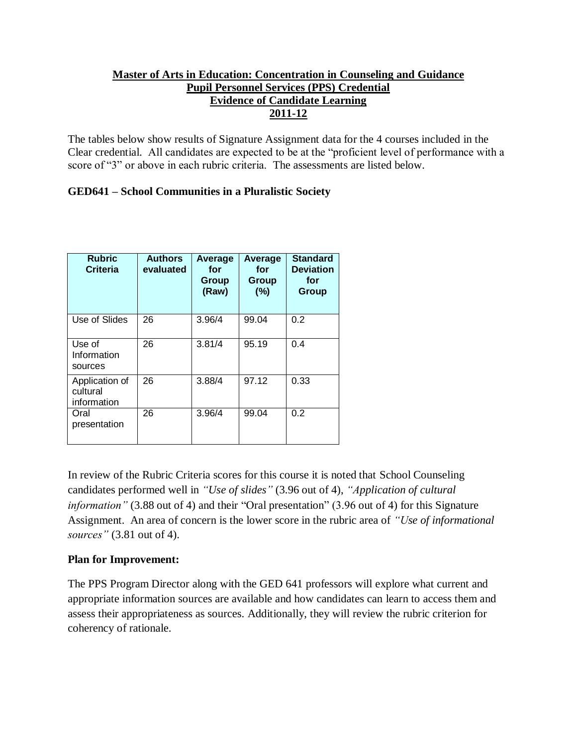**Master of Arts in Education: Concentration in Counseling and Guidance**
**Pupil Personnel Services (PPS) Credential**
**Evidence of Candidate Learning**
**2011-12**

The tables below show results of Signature Assignment data for the 4 courses included in the Clear credential. All candidates are expected to be at the "proficient level of performance with a score of "3" or above in each rubric criteria. The assessments are listed below.

### GED641 – School Communities in a Pluralistic Society

| Rubric Criteria | Authors evaluated | Average for Group (Raw) | Average for Group (%) | Standard Deviation for Group |
|---|---|---|---|---|
| Use of Slides | 26 | 3.96/4 | 99.04 | 0.2 |
| Use of Information sources | 26 | 3.81/4 | 95.19 | 0.4 |
| Application of cultural information | 26 | 3.88/4 | 97.12 | 0.33 |
| Oral presentation | 26 | 3.96/4 | 99.04 | 0.2 |

In review of the Rubric Criteria scores for this course it is noted that School Counseling candidates performed well in *"Use of slides"* (3.96 out of 4), *"Application of cultural information"* (3.88 out of 4) and their "Oral presentation" (3.96 out of 4) for this Signature Assignment. An area of concern is the lower score in the rubric area of *"Use of informational sources"* (3.81 out of 4).

### Plan for Improvement:

The PPS Program Director along with the GED 641 professors will explore what current and appropriate information sources are available and how candidates can learn to access them and assess their appropriateness as sources. Additionally, they will review the rubric criterion for coherency of rationale.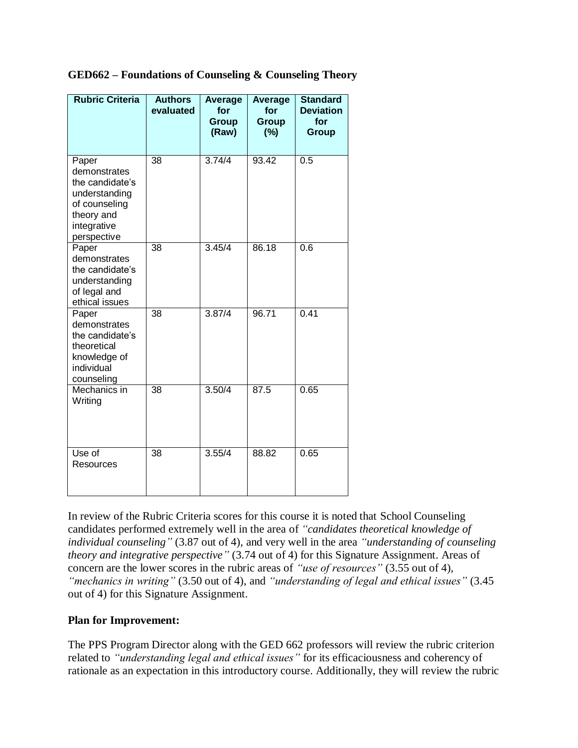**GED662 – Foundations of Counseling & Counseling Theory**

| Rubric Criteria | Authors evaluated | Average for Group (Raw) | Average for Group (%) | Standard Deviation for Group |
|---|---|---|---|---|
| Paper demonstrates the candidate's understanding of counseling theory and integrative perspective | 38 | 3.74/4 | 93.42 | 0.5 |
| Paper demonstrates the candidate's understanding of legal and ethical issues | 38 | 3.45/4 | 86.18 | 0.6 |
| Paper demonstrates the candidate's theoretical knowledge of individual counseling | 38 | 3.87/4 | 96.71 | 0.41 |
| Mechanics in Writing | 38 | 3.50/4 | 87.5 | 0.65 |
| Use of Resources | 38 | 3.55/4 | 88.82 | 0.65 |

In review of the Rubric Criteria scores for this course it is noted that School Counseling candidates performed extremely well in the area of *"candidates theoretical knowledge of individual counseling"* (3.87 out of 4), and very well in the area *"understanding of counseling theory and integrative perspective"* (3.74 out of 4) for this Signature Assignment. Areas of concern are the lower scores in the rubric areas of *"use of resources"* (3.55 out of 4), *"mechanics in writing"* (3.50 out of 4), and *"understanding of legal and ethical issues"* (3.45 out of 4) for this Signature Assignment.

**Plan for Improvement:**

The PPS Program Director along with the GED 662 professors will review the rubric criterion related to *"understanding legal and ethical issues"* for its efficaciousness and coherency of rationale as an expectation in this introductory course. Additionally, they will review the rubric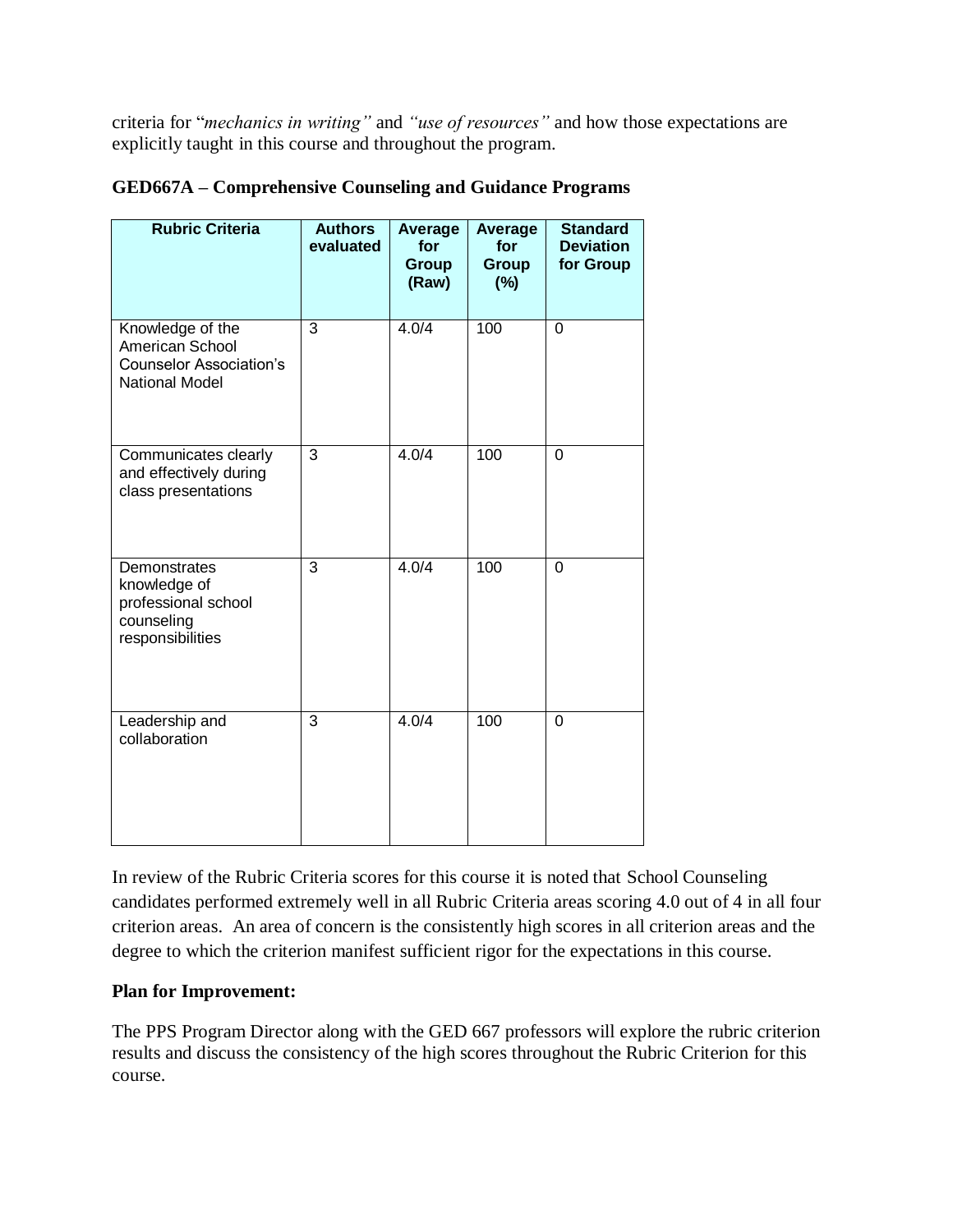criteria for "*mechanics in writing"* and *"use of resources"* and how those expectations are explicitly taught in this course and throughout the program.

**GED667A – Comprehensive Counseling and Guidance Programs**

| Rubric Criteria | Authors evaluated | Average for Group (Raw) | Average for Group (%) | Standard Deviation for Group |
|---|---|---|---|---|
| Knowledge of the American School Counselor Association's National Model | 3 | 4.0/4 | 100 | 0 |
| Communicates clearly and effectively during class presentations | 3 | 4.0/4 | 100 | 0 |
| Demonstrates knowledge of professional school counseling responsibilities | 3 | 4.0/4 | 100 | 0 |
| Leadership and collaboration | 3 | 4.0/4 | 100 | 0 |

In review of the Rubric Criteria scores for this course it is noted that School Counseling candidates performed extremely well in all Rubric Criteria areas scoring 4.0 out of 4 in all four criterion areas. An area of concern is the consistently high scores in all criterion areas and the degree to which the criterion manifest sufficient rigor for the expectations in this course.

**Plan for Improvement:**

The PPS Program Director along with the GED 667 professors will explore the rubric criterion results and discuss the consistency of the high scores throughout the Rubric Criterion for this course.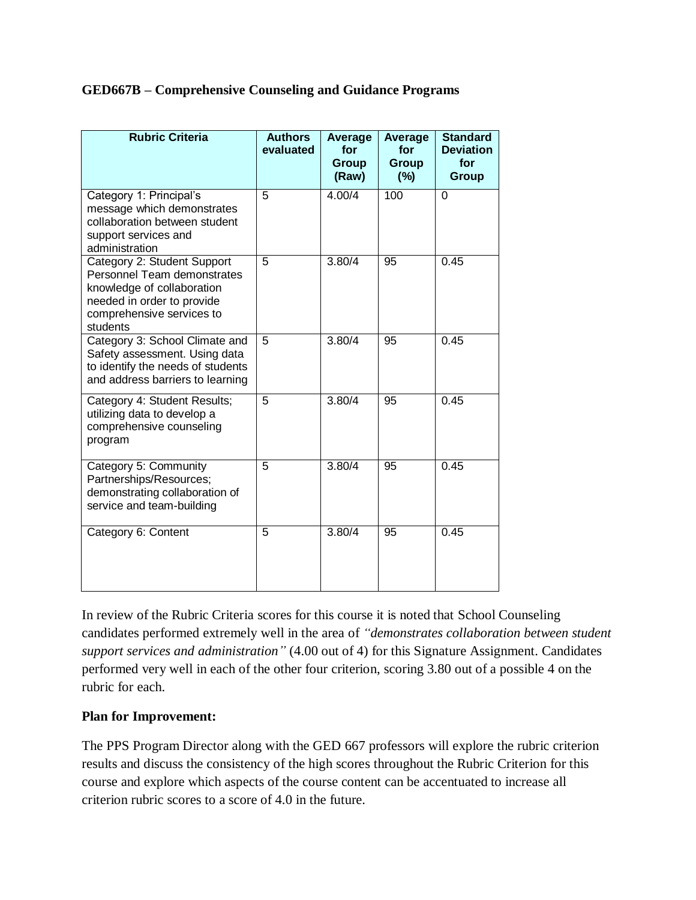**GED667B – Comprehensive Counseling and Guidance Programs**

| Rubric Criteria | Authors evaluated | Average for Group (Raw) | Average for Group (%) | Standard Deviation for Group |
|---|---|---|---|---|
| Category 1: Principal's message which demonstrates collaboration between student support services and administration | 5 | 4.00/4 | 100 | 0 |
| Category 2: Student Support Personnel Team demonstrates knowledge of collaboration needed in order to provide comprehensive services to students | 5 | 3.80/4 | 95 | 0.45 |
| Category 3: School Climate and Safety assessment. Using data to identify the needs of students and address barriers to learning | 5 | 3.80/4 | 95 | 0.45 |
| Category 4: Student Results; utilizing data to develop a comprehensive counseling program | 5 | 3.80/4 | 95 | 0.45 |
| Category 5: Community Partnerships/Resources; demonstrating collaboration of service and team-building | 5 | 3.80/4 | 95 | 0.45 |
| Category 6: Content | 5 | 3.80/4 | 95 | 0.45 |

In review of the Rubric Criteria scores for this course it is noted that School Counseling candidates performed extremely well in the area of *"demonstrates collaboration between student support services and administration"* (4.00 out of 4) for this Signature Assignment. Candidates performed very well in each of the other four criterion, scoring 3.80 out of a possible 4 on the rubric for each.

**Plan for Improvement:**

The PPS Program Director along with the GED 667 professors will explore the rubric criterion results and discuss the consistency of the high scores throughout the Rubric Criterion for this course and explore which aspects of the course content can be accentuated to increase all criterion rubric scores to a score of 4.0 in the future.